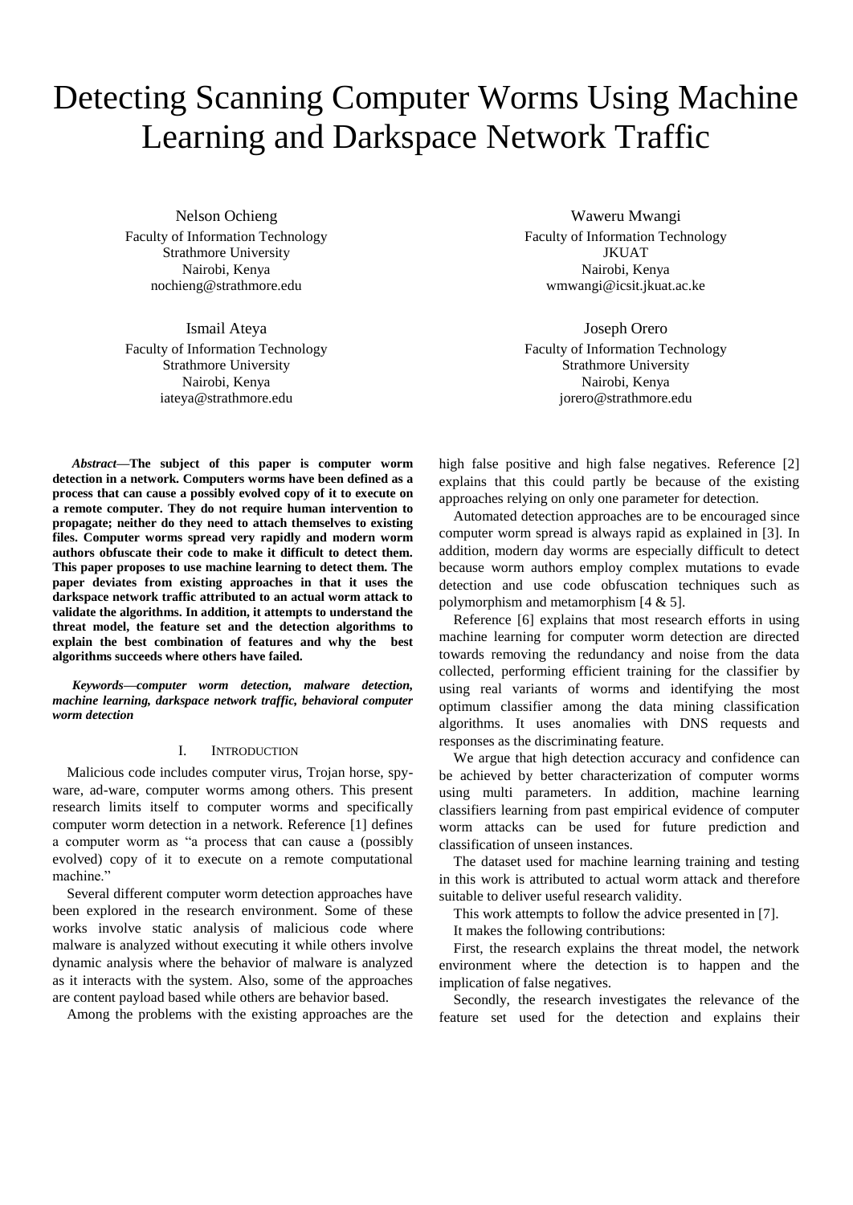# Detecting Scanning Computer Worms Using Machine Learning and Darkspace Network Traffic

Nelson Ochieng
Faculty of Information Technology
Strathmore University
Nairobi, Kenya
nochieng@strathmore.edu

Waweru Mwangi
Faculty of Information Technology
JKUAT
Nairobi, Kenya
wmwangi@icsit.jkuat.ac.ke

Ismail Ateya
Faculty of Information Technology
Strathmore University
Nairobi, Kenya
iateya@strathmore.edu

Joseph Orero
Faculty of Information Technology
Strathmore University
Nairobi, Kenya
jorero@strathmore.edu

***Abstract*—The subject of this paper is computer worm detection in a network. Computers worms have been defined as a process that can cause a possibly evolved copy of it to execute on a remote computer. They do not require human intervention to propagate; neither do they need to attach themselves to existing files. Computer worms spread very rapidly and modern worm authors obfuscate their code to make it difficult to detect them. This paper proposes to use machine learning to detect them. The paper deviates from existing approaches in that it uses the darkspace network traffic attributed to an actual worm attack to validate the algorithms. In addition, it attempts to understand the threat model, the feature set and the detection algorithms to explain the best combination of features and why the best algorithms succeeds where others have failed.**

***Keywords*—*computer worm detection, malware detection, machine learning, darkspace network traffic, behavioral computer worm detection***

## I. Introduction

Malicious code includes computer virus, Trojan horse, spy-ware, ad-ware, computer worms among others. This present research limits itself to computer worms and specifically computer worm detection in a network. Reference [1] defines a computer worm as "a process that can cause a (possibly evolved) copy of it to execute on a remote computational machine."

Several different computer worm detection approaches have been explored in the research environment. Some of these works involve static analysis of malicious code where malware is analyzed without executing it while others involve dynamic analysis where the behavior of malware is analyzed as it interacts with the system. Also, some of the approaches are content payload based while others are behavior based.

Among the problems with the existing approaches are the high false positive and high false negatives. Reference [2] explains that this could partly be because of the existing approaches relying on only one parameter for detection.

Automated detection approaches are to be encouraged since computer worm spread is always rapid as explained in [3]. In addition, modern day worms are especially difficult to detect because worm authors employ complex mutations to evade detection and use code obfuscation techniques such as polymorphism and metamorphism [4 & 5].

Reference [6] explains that most research efforts in using machine learning for computer worm detection are directed towards removing the redundancy and noise from the data collected, performing efficient training for the classifier by using real variants of worms and identifying the most optimum classifier among the data mining classification algorithms. It uses anomalies with DNS requests and responses as the discriminating feature.

We argue that high detection accuracy and confidence can be achieved by better characterization of computer worms using multi parameters. In addition, machine learning classifiers learning from past empirical evidence of computer worm attacks can be used for future prediction and classification of unseen instances.

The dataset used for machine learning training and testing in this work is attributed to actual worm attack and therefore suitable to deliver useful research validity.

This work attempts to follow the advice presented in [7].

It makes the following contributions:

First, the research explains the threat model, the network environment where the detection is to happen and the implication of false negatives.

Secondly, the research investigates the relevance of the feature set used for the detection and explains their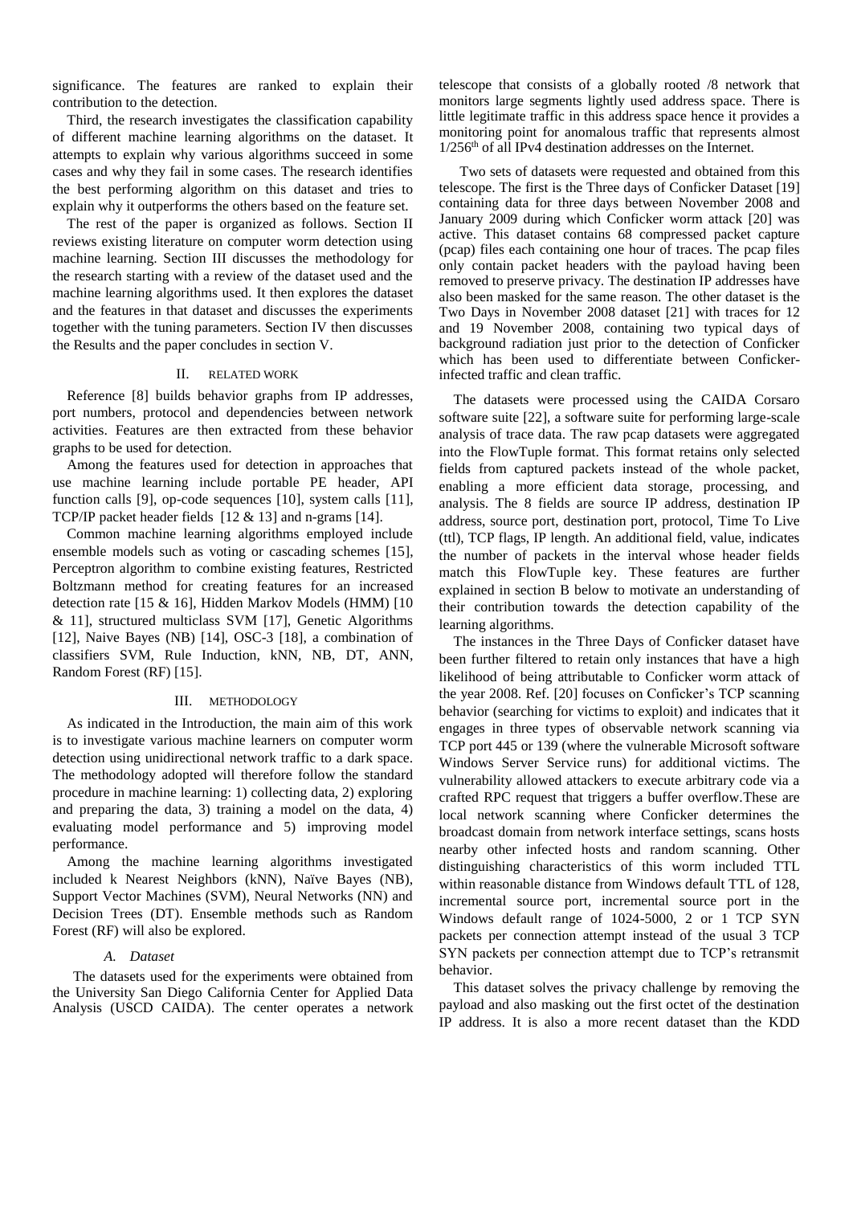significance. The features are ranked to explain their contribution to the detection.

Third, the research investigates the classification capability of different machine learning algorithms on the dataset. It attempts to explain why various algorithms succeed in some cases and why they fail in some cases. The research identifies the best performing algorithm on this dataset and tries to explain why it outperforms the others based on the feature set.

The rest of the paper is organized as follows. Section II reviews existing literature on computer worm detection using machine learning. Section III discusses the methodology for the research starting with a review of the dataset used and the machine learning algorithms used. It then explores the dataset and the features in that dataset and discusses the experiments together with the tuning parameters. Section IV then discusses the Results and the paper concludes in section V.

## II. RELATED WORK

Reference [8] builds behavior graphs from IP addresses, port numbers, protocol and dependencies between network activities. Features are then extracted from these behavior graphs to be used for detection.

Among the features used for detection in approaches that use machine learning include portable PE header, API function calls [9], op-code sequences [10], system calls [11], TCP/IP packet header fields [12 & 13] and n-grams [14].

Common machine learning algorithms employed include ensemble models such as voting or cascading schemes [15], Perceptron algorithm to combine existing features, Restricted Boltzmann method for creating features for an increased detection rate [15 & 16], Hidden Markov Models (HMM) [10 & 11], structured multiclass SVM [17], Genetic Algorithms [12], Naive Bayes (NB) [14], OSC-3 [18], a combination of classifiers SVM, Rule Induction, kNN, NB, DT, ANN, Random Forest (RF) [15].

## III. METHODOLOGY

As indicated in the Introduction, the main aim of this work is to investigate various machine learners on computer worm detection using unidirectional network traffic to a dark space. The methodology adopted will therefore follow the standard procedure in machine learning: 1) collecting data, 2) exploring and preparing the data, 3) training a model on the data, 4) evaluating model performance and 5) improving model performance.

Among the machine learning algorithms investigated included k Nearest Neighbors (kNN), Naïve Bayes (NB), Support Vector Machines (SVM), Neural Networks (NN) and Decision Trees (DT). Ensemble methods such as Random Forest (RF) will also be explored.

### *A. Dataset*

The datasets used for the experiments were obtained from the University San Diego California Center for Applied Data Analysis (USCD CAIDA). The center operates a network telescope that consists of a globally rooted /8 network that monitors large segments lightly used address space. There is little legitimate traffic in this address space hence it provides a monitoring point for anomalous traffic that represents almost 1/256th of all IPv4 destination addresses on the Internet.

Two sets of datasets were requested and obtained from this telescope. The first is the Three days of Conficker Dataset [19] containing data for three days between November 2008 and January 2009 during which Conficker worm attack [20] was active. This dataset contains 68 compressed packet capture (pcap) files each containing one hour of traces. The pcap files only contain packet headers with the payload having been removed to preserve privacy. The destination IP addresses have also been masked for the same reason. The other dataset is the Two Days in November 2008 dataset [21] with traces for 12 and 19 November 2008, containing two typical days of background radiation just prior to the detection of Conficker which has been used to differentiate between Conficker-infected traffic and clean traffic.

The datasets were processed using the CAIDA Corsaro software suite [22], a software suite for performing large-scale analysis of trace data. The raw pcap datasets were aggregated into the FlowTuple format. This format retains only selected fields from captured packets instead of the whole packet, enabling a more efficient data storage, processing, and analysis. The 8 fields are source IP address, destination IP address, source port, destination port, protocol, Time To Live (ttl), TCP flags, IP length. An additional field, value, indicates the number of packets in the interval whose header fields match this FlowTuple key. These features are further explained in section B below to motivate an understanding of their contribution towards the detection capability of the learning algorithms.

The instances in the Three Days of Conficker dataset have been further filtered to retain only instances that have a high likelihood of being attributable to Conficker worm attack of the year 2008. Ref. [20] focuses on Conficker's TCP scanning behavior (searching for victims to exploit) and indicates that it engages in three types of observable network scanning via TCP port 445 or 139 (where the vulnerable Microsoft software Windows Server Service runs) for additional victims. The vulnerability allowed attackers to execute arbitrary code via a crafted RPC request that triggers a buffer overflow.These are local network scanning where Conficker determines the broadcast domain from network interface settings, scans hosts nearby other infected hosts and random scanning. Other distinguishing characteristics of this worm included TTL within reasonable distance from Windows default TTL of 128, incremental source port, incremental source port in the Windows default range of 1024-5000, 2 or 1 TCP SYN packets per connection attempt instead of the usual 3 TCP SYN packets per connection attempt due to TCP's retransmit behavior.

This dataset solves the privacy challenge by removing the payload and also masking out the first octet of the destination IP address. It is also a more recent dataset than the KDD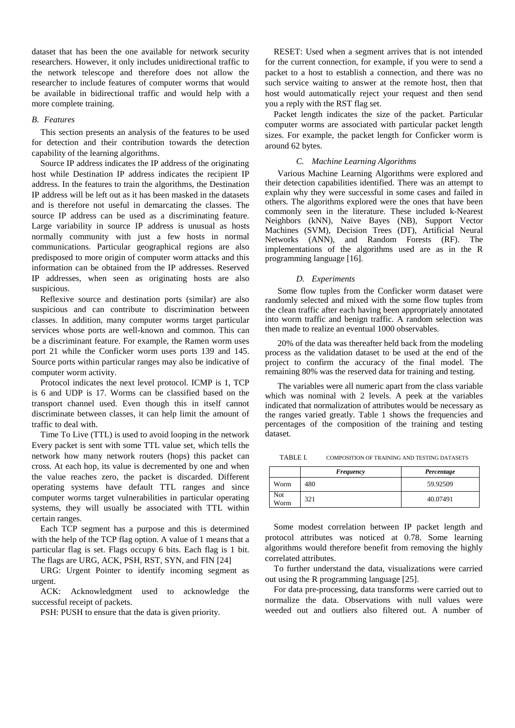dataset that has been the one available for network security researchers. However, it only includes unidirectional traffic to the network telescope and therefore does not allow the researcher to include features of computer worms that would be available in bidirectional traffic and would help with a more complete training.

### *B. Features*

This section presents an analysis of the features to be used for detection and their contribution towards the detection capability of the learning algorithms.

Source IP address indicates the IP address of the originating host while Destination IP address indicates the recipient IP address. In the features to train the algorithms, the Destination IP address will be left out as it has been masked in the datasets and is therefore not useful in demarcating the classes. The source IP address can be used as a discriminating feature. Large variability in source IP address is unusual as hosts normally community with just a few hosts in normal communications. Particular geographical regions are also predisposed to more origin of computer worm attacks and this information can be obtained from the IP addresses. Reserved IP addresses, when seen as originating hosts are also suspicious.

Reflexive source and destination ports (similar) are also suspicious and can contribute to discrimination between classes. In addition, many computer worms target particular services whose ports are well-known and common. This can be a discriminant feature. For example, the Ramen worm uses port 21 while the Conficker worm uses ports 139 and 145. Source ports within particular ranges may also be indicative of computer worm activity.

Protocol indicates the next level protocol. ICMP is 1, TCP is 6 and UDP is 17. Worms can be classified based on the transport channel used. Even though this in itself cannot discriminate between classes, it can help limit the amount of traffic to deal with.

Time To Live (TTL) is used to avoid looping in the network Every packet is sent with some TTL value set, which tells the network how many network routers (hops) this packet can cross. At each hop, its value is decremented by one and when the value reaches zero, the packet is discarded. Different operating systems have default TTL ranges and since computer worms target vulnerabilities in particular operating systems, they will usually be associated with TTL within certain ranges.

Each TCP segment has a purpose and this is determined with the help of the TCP flag option. A value of 1 means that a particular flag is set. Flags occupy 6 bits. Each flag is 1 bit. The flags are URG, ACK, PSH, RST, SYN, and FIN [24]

URG: Urgent Pointer to identify incoming segment as urgent.

ACK: Acknowledgment used to acknowledge the successful receipt of packets.

PSH: PUSH to ensure that the data is given priority.

RESET: Used when a segment arrives that is not intended for the current connection, for example, if you were to send a packet to a host to establish a connection, and there was no such service waiting to answer at the remote host, then that host would automatically reject your request and then send you a reply with the RST flag set.

Packet length indicates the size of the packet. Particular computer worms are associated with particular packet length sizes. For example, the packet length for Conficker worm is around 62 bytes.

### *C. Machine Learning Algorithms*

Various Machine Learning Algorithms were explored and their detection capabilities identified. There was an attempt to explain why they were successful in some cases and failed in others. The algorithms explored were the ones that have been commonly seen in the literature. These included k-Nearest Neighbors (kNN), Naïve Bayes (NB), Support Vector Machines (SVM), Decision Trees (DT), Artificial Neural Networks (ANN), and Random Forests (RF). The implementations of the algorithms used are as in the R programming language [16].

### *D. Experiments*

Some flow tuples from the Conficker worm dataset were randomly selected and mixed with the some flow tuples from the clean traffic after each having been appropriately annotated into worm traffic and benign traffic. A random selection was then made to realize an eventual 1000 observables.

20% of the data was thereafter held back from the modeling process as the validation dataset to be used at the end of the project to confirm the accuracy of the final model. The remaining 80% was the reserved data for training and testing.

The variables were all numeric apart from the class variable which was nominal with 2 levels. A peek at the variables indicated that normalization of attributes would be necessary as the ranges varied greatly. Table 1 shows the frequencies and percentages of the composition of the training and testing dataset.

TABLE I. COMPOSITION OF TRAINING AND TESTING DATASETS

| | *Frequency* | *Percentage* |
|---|---|---|
| Worm | 480 | 59.92509 |
| Not Worm | 321 | 40.07491 |

Some modest correlation between IP packet length and protocol attributes was noticed at 0.78. Some learning algorithms would therefore benefit from removing the highly correlated attributes.

To further understand the data, visualizations were carried out using the R programming language [25].

For data pre-processing, data transforms were carried out to normalize the data. Observations with null values were weeded out and outliers also filtered out. A number of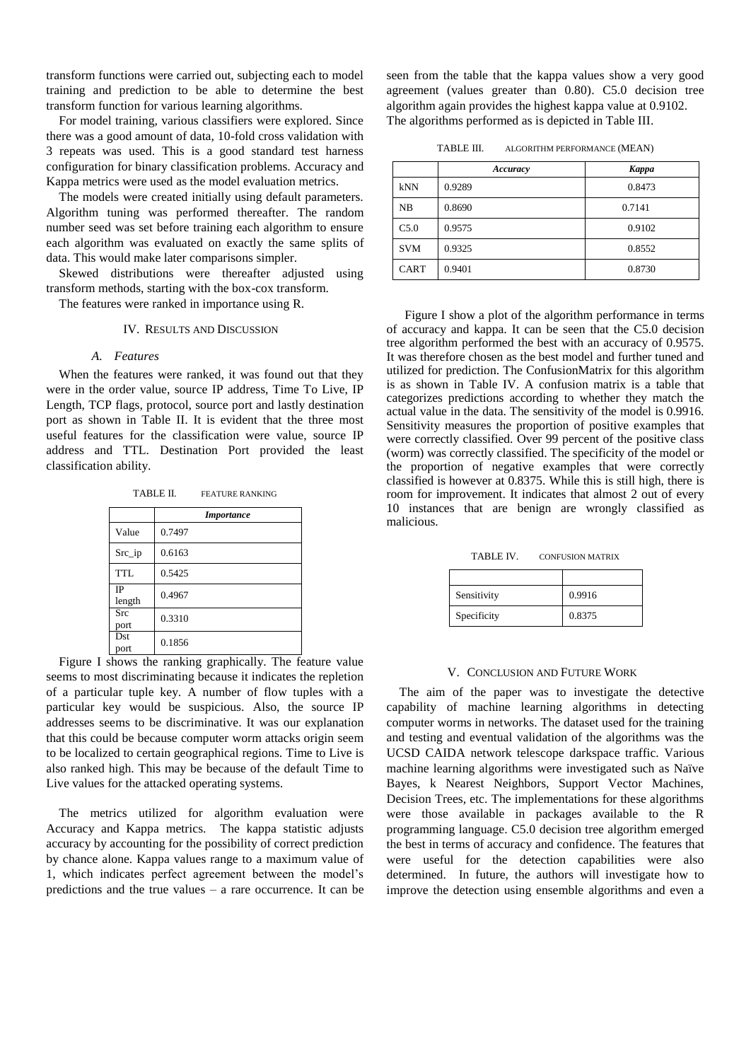transform functions were carried out, subjecting each to model training and prediction to be able to determine the best transform function for various learning algorithms.

For model training, various classifiers were explored. Since there was a good amount of data, 10-fold cross validation with 3 repeats was used. This is a good standard test harness configuration for binary classification problems. Accuracy and Kappa metrics were used as the model evaluation metrics.

The models were created initially using default parameters. Algorithm tuning was performed thereafter. The random number seed was set before training each algorithm to ensure each algorithm was evaluated on exactly the same splits of data. This would make later comparisons simpler.

Skewed distributions were thereafter adjusted using transform methods, starting with the box-cox transform.

The features were ranked in importance using R.

## IV. Results and Discussion

### A. Features

When the features were ranked, it was found out that they were in the order value, source IP address, Time To Live, IP Length, TCP flags, protocol, source port and lastly destination port as shown in Table II. It is evident that the three most useful features for the classification were value, source IP address and TTL. Destination Port provided the least classification ability.

TABLE II. Feature Ranking

| | *Importance* |
|---|---|
| Value | 0.7497 |
| Src_ip | 0.6163 |
| TTL | 0.5425 |
| IP length | 0.4967 |
| Src port | 0.3310 |
| Dst port | 0.1856 |

Figure I shows the ranking graphically. The feature value seems to most discriminating because it indicates the repletion of a particular tuple key. A number of flow tuples with a particular key would be suspicious. Also, the source IP addresses seems to be discriminative. It was our explanation that this could be because computer worm attacks origin seem to be localized to certain geographical regions. Time to Live is also ranked high. This may be because of the default Time to Live values for the attacked operating systems.

The metrics utilized for algorithm evaluation were Accuracy and Kappa metrics. The kappa statistic adjusts accuracy by accounting for the possibility of correct prediction by chance alone. Kappa values range to a maximum value of 1, which indicates perfect agreement between the model's predictions and the true values – a rare occurrence. It can be seen from the table that the kappa values show a very good agreement (values greater than 0.80). C5.0 decision tree algorithm again provides the highest kappa value at 0.9102. The algorithms performed as is depicted in Table III.

TABLE III. Algorithm Performance (MEAN)

| | *Accuracy* | *Kappa* |
|---|---|---|
| kNN | 0.9289 | 0.8473 |
| NB | 0.8690 | 0.7141 |
| C5.0 | 0.9575 | 0.9102 |
| SVM | 0.9325 | 0.8552 |
| CART | 0.9401 | 0.8730 |

Figure I show a plot of the algorithm performance in terms of accuracy and kappa. It can be seen that the C5.0 decision tree algorithm performed the best with an accuracy of 0.9575. It was therefore chosen as the best model and further tuned and utilized for prediction. The ConfusionMatrix for this algorithm is as shown in Table IV. A confusion matrix is a table that categorizes predictions according to whether they match the actual value in the data. The sensitivity of the model is 0.9916. Sensitivity measures the proportion of positive examples that were correctly classified. Over 99 percent of the positive class (worm) was correctly classified. The specificity of the model or the proportion of negative examples that were correctly classified is however at 0.8375. While this is still high, there is room for improvement. It indicates that almost 2 out of every 10 instances that are benign are wrongly classified as malicious.

TABLE IV. Confusion Matrix

| | |
|---|---|
| Sensitivity | 0.9916 |
| Specificity | 0.8375 |

## V. Conclusion and Future Work

The aim of the paper was to investigate the detective capability of machine learning algorithms in detecting computer worms in networks. The dataset used for the training and testing and eventual validation of the algorithms was the UCSD CAIDA network telescope darkspace traffic. Various machine learning algorithms were investigated such as Naïve Bayes, k Nearest Neighbors, Support Vector Machines, Decision Trees, etc. The implementations for these algorithms were those available in packages available to the R programming language. C5.0 decision tree algorithm emerged the best in terms of accuracy and confidence. The features that were useful for the detection capabilities were also determined. In future, the authors will investigate how to improve the detection using ensemble algorithms and even a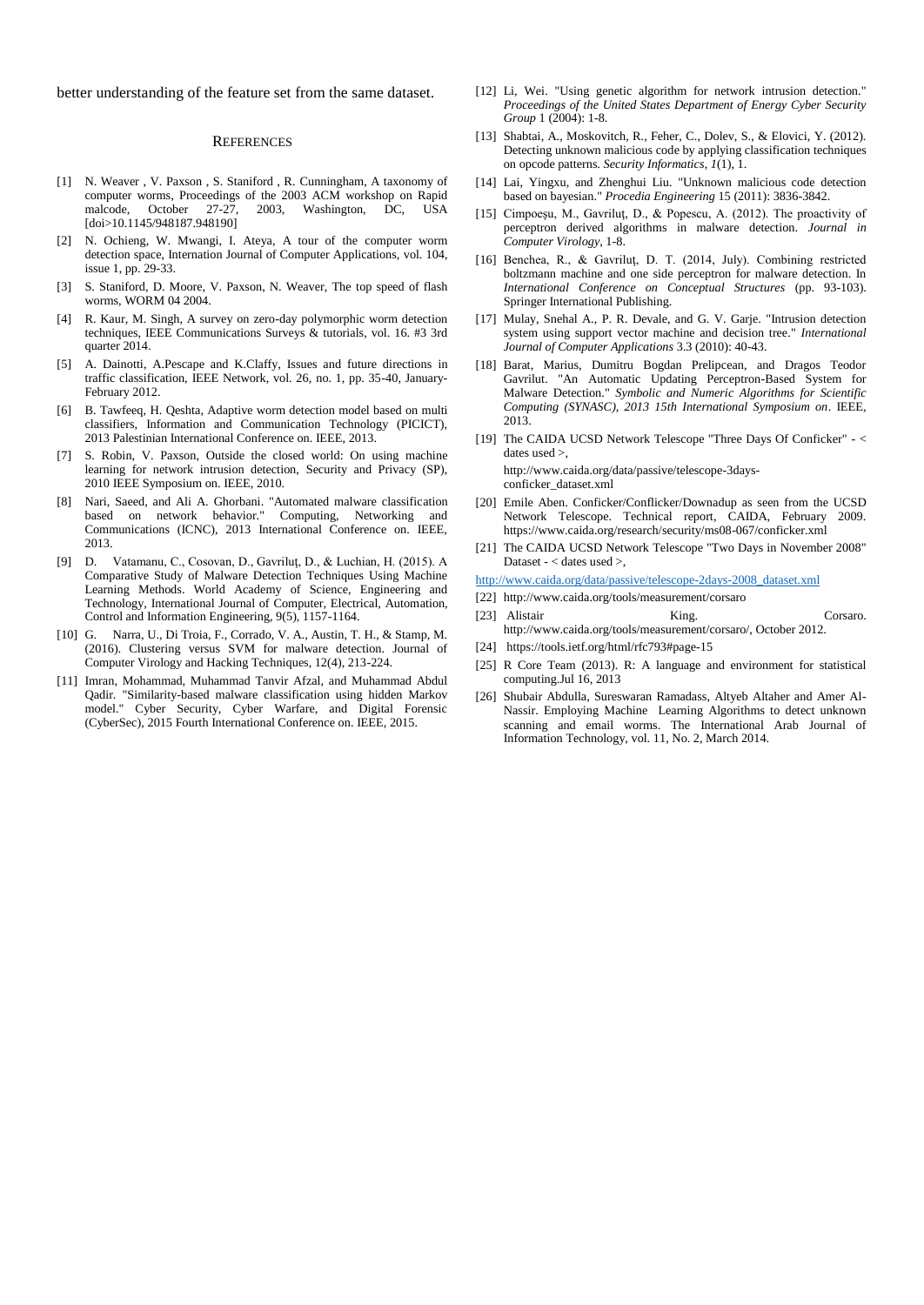better understanding of the feature set from the same dataset.

## REFERENCES

[1] N. Weaver , V. Paxson , S. Staniford , R. Cunningham, A taxonomy of computer worms, Proceedings of the 2003 ACM workshop on Rapid malcode, October 27-27, 2003, Washington, DC, USA [doi>10.1145/948187.948190]

[2] N. Ochieng, W. Mwangi, I. Ateya, A tour of the computer worm detection space, Internation Journal of Computer Applications, vol. 104, issue 1, pp. 29-33.

[3] S. Staniford, D. Moore, V. Paxson, N. Weaver, The top speed of flash worms, WORM 04 2004.

[4] R. Kaur, M. Singh, A survey on zero-day polymorphic worm detection techniques, IEEE Communications Surveys & tutorials, vol. 16. #3 3rd quarter 2014.

[5] A. Dainotti, A.Pescape and K.Claffy, Issues and future directions in traffic classification, IEEE Network, vol. 26, no. 1, pp. 35-40, January-February 2012.

[6] B. Tawfeeq, H. Qeshta, Adaptive worm detection model based on multi classifiers, Information and Communication Technology (PICICT), 2013 Palestinian International Conference on. IEEE, 2013.

[7] S. Robin, V. Paxson, Outside the closed world: On using machine learning for network intrusion detection, Security and Privacy (SP), 2010 IEEE Symposium on. IEEE, 2010.

[8] Nari, Saeed, and Ali A. Ghorbani. "Automated malware classification based on network behavior." Computing, Networking and Communications (ICNC), 2013 International Conference on. IEEE, 2013.

[9] D. Vatamanu, C., Cosovan, D., Gavriluţ, D., & Luchian, H. (2015). A Comparative Study of Malware Detection Techniques Using Machine Learning Methods. World Academy of Science, Engineering and Technology, International Journal of Computer, Electrical, Automation, Control and Information Engineering, 9(5), 1157-1164.

[10] G. Narra, U., Di Troia, F., Corrado, V. A., Austin, T. H., & Stamp, M. (2016). Clustering versus SVM for malware detection. Journal of Computer Virology and Hacking Techniques, 12(4), 213-224.

[11] Imran, Mohammad, Muhammad Tanvir Afzal, and Muhammad Abdul Qadir. "Similarity-based malware classification using hidden Markov model." Cyber Security, Cyber Warfare, and Digital Forensic (CyberSec), 2015 Fourth International Conference on. IEEE, 2015.

[12] Li, Wei. "Using genetic algorithm for network intrusion detection." *Proceedings of the United States Department of Energy Cyber Security Group* 1 (2004): 1-8.

[13] Shabtai, A., Moskovitch, R., Feher, C., Dolev, S., & Elovici, Y. (2012). Detecting unknown malicious code by applying classification techniques on opcode patterns. *Security Informatics*, *1*(1), 1.

[14] Lai, Yingxu, and Zhenghui Liu. "Unknown malicious code detection based on bayesian." *Procedia Engineering* 15 (2011): 3836-3842.

[15] Cimpoeşu, M., Gavriluţ, D., & Popescu, A. (2012). The proactivity of perceptron derived algorithms in malware detection. *Journal in Computer Virology*, 1-8.

[16] Benchea, R., & Gavriluţ, D. T. (2014, July). Combining restricted boltzmann machine and one side perceptron for malware detection. In *International Conference on Conceptual Structures* (pp. 93-103). Springer International Publishing.

[17] Mulay, Snehal A., P. R. Devale, and G. V. Garje. "Intrusion detection system using support vector machine and decision tree." *International Journal of Computer Applications* 3.3 (2010): 40-43.

[18] Barat, Marius, Dumitru Bogdan Prelipcean, and Dragos Teodor Gavrilut. "An Automatic Updating Perceptron-Based System for Malware Detection." *Symbolic and Numeric Algorithms for Scientific Computing (SYNASC), 2013 15th International Symposium on*. IEEE, 2013.

[19] The CAIDA UCSD Network Telescope "Three Days Of Conficker" - < dates used >,

http://www.caida.org/data/passive/telescope-3days-conficker_dataset.xml

[20] Emile Aben. Conficker/Conflicker/Downadup as seen from the UCSD Network Telescope. Technical report, CAIDA, February 2009. https://www.caida.org/research/security/ms08-067/conficker.xml

[21] The CAIDA UCSD Network Telescope "Two Days in November 2008" Dataset - < dates used >,

http://www.caida.org/data/passive/telescope-2days-2008_dataset.xml

[22] http://www.caida.org/tools/measurement/corsaro

[23] Alistair King. Corsaro. http://www.caida.org/tools/measurement/corsaro/, October 2012.

[24] https://tools.ietf.org/html/rfc793#page-15

[25] R Core Team (2013). R: A language and environment for statistical computing.Jul 16, 2013

[26] Shubair Abdulla, Sureswaran Ramadass, Altyeb Altaher and Amer Al-Nassir. Employing Machine Learning Algorithms to detect unknown scanning and email worms. The International Arab Journal of Information Technology, vol. 11, No. 2, March 2014.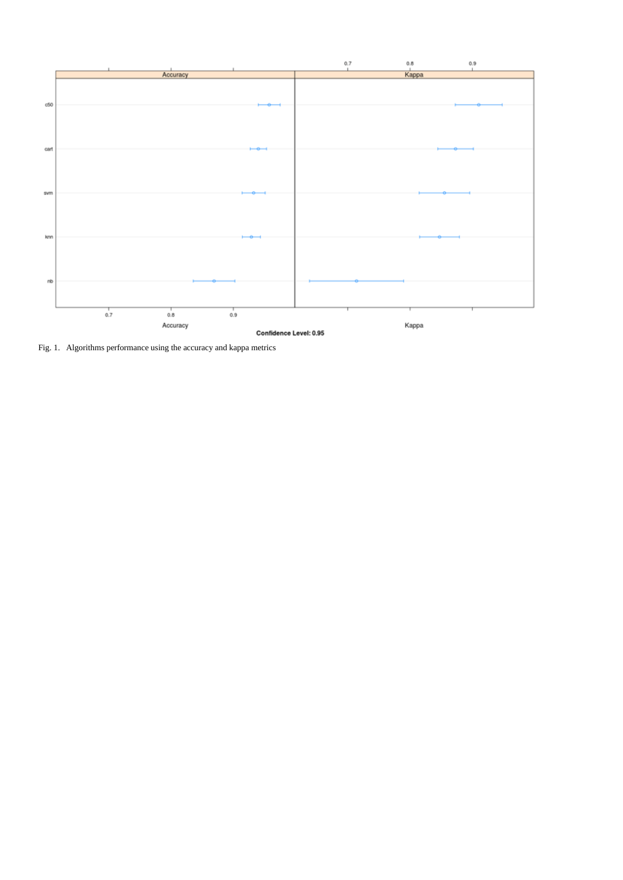Accuracy

Kappa

0.7

0.8

0.9

c50

cart

svm

knn

nb

0.7

0.8

0.9

Accuracy

Kappa

Confidence Level: 0.95

Fig. 1. Algorithms performance using the accuracy and kappa metrics